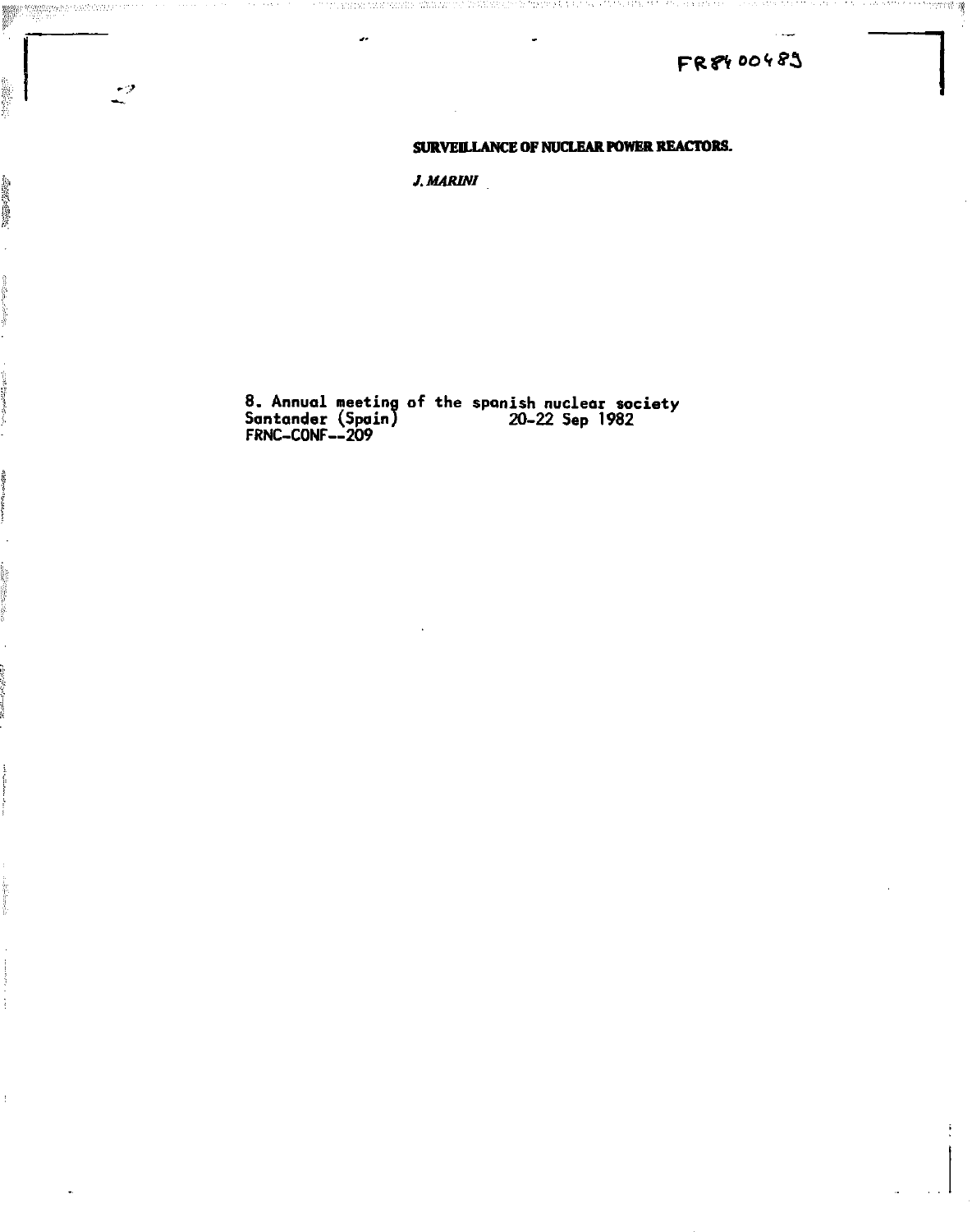FR8400489

**SURVEILLANCE OF NUCLEAR POWER REACTORS.**

***J. MARINI***

8. Annual meeting of the spanish nuclear society
Santander (Spain) 20-22 Sep 1982
FRNC-CONF--209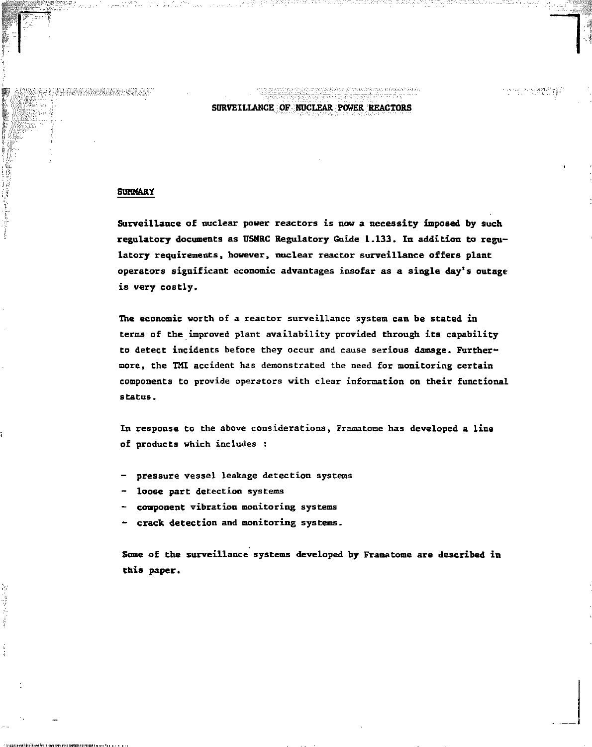# SURVEILLANCE OF NUCLEAR POWER REACTORS

## SUMMARY

Surveillance of nuclear power reactors is now a necessity imposed by such regulatory documents as USNRC Regulatory Guide 1.133. In addition to regulatory requirements, however, nuclear reactor surveillance offers plant operators significant economic advantages insofar as a single day's outage is very costly.

The economic worth of a reactor surveillance system can be stated in terms of the improved plant availability provided through its capability to detect incidents before they occur and cause serious damage. Furthermore, the TMI accident has demonstrated the need for monitoring certain components to provide operators with clear information on their functional status.

In response to the above considerations, Framatome has developed a line of products which includes :

- pressure vessel leakage detection systems
- loose part detection systems
- component vibration monitoring systems
- crack detection and monitoring systems.

Some of the surveillance systems developed by Framatome are described in this paper.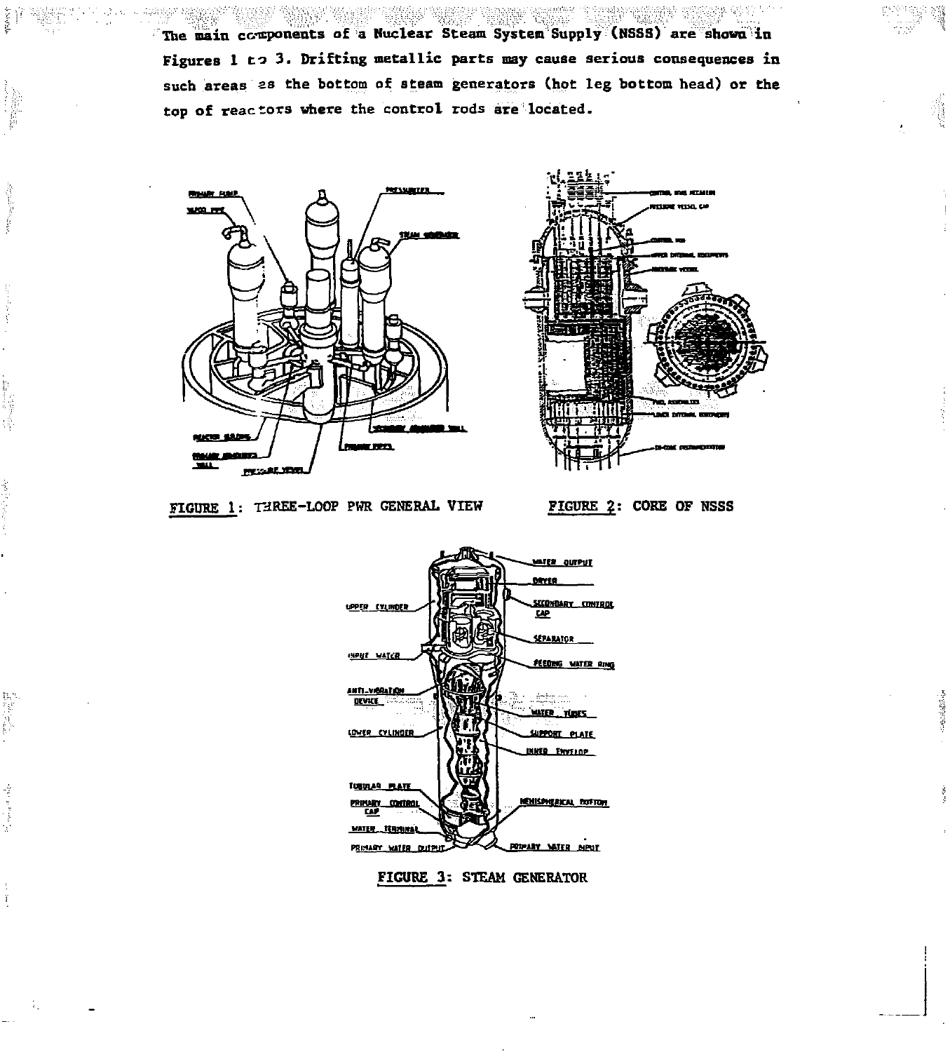The main components of a Nuclear Steam System Supply (NSSS) are shown in Figures 1 to 3. Drifting metallic parts may cause serious consequences in such areas as the bottom of steam generators (hot leg bottom head) or the top of reactors where the control rods are located.

FIGURE 1: THREE-LOOP PWR GENERAL VIEW

FIGURE 2: CORE OF NSSS

FIGURE 3: STEAM GENERATOR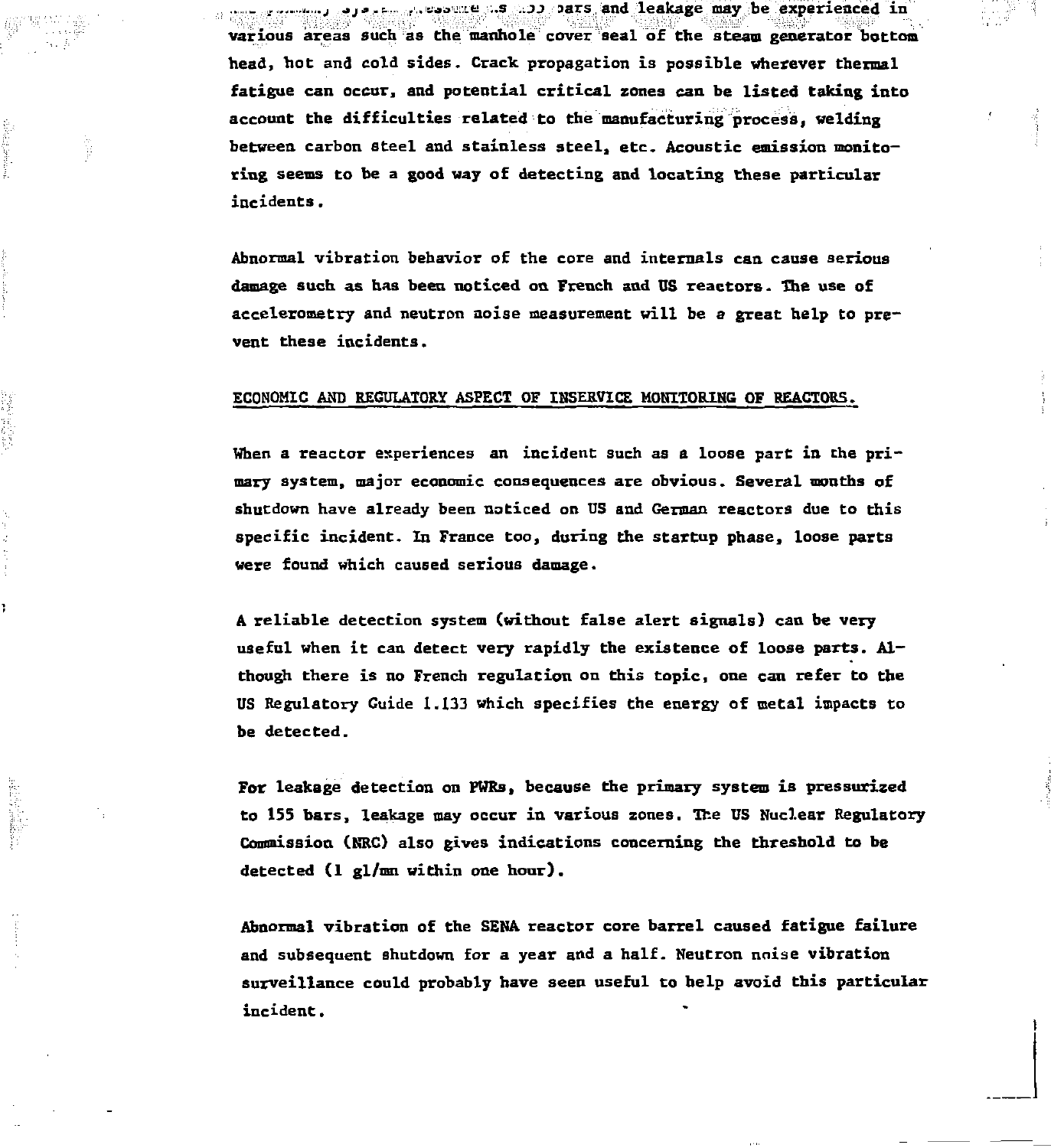...y system pressure is 155 bars and leakage may be experienced in various areas such as the manhole cover seal of the steam generator bottom head, hot and cold sides. Crack propagation is possible wherever thermal fatigue can occur, and potential critical zones can be listed taking into account the difficulties related to the manufacturing process, welding between carbon steel and stainless steel, etc. Acoustic emission monitoring seems to be a good way of detecting and locating these particular incidents.

Abnormal vibration behavior of the core and internals can cause serious damage such as has been noticed on French and US reactors. The use of accelerometry and neutron noise measurement will be a great help to prevent these incidents.

## ECONOMIC AND REGULATORY ASPECT OF INSERVICE MONITORING OF REACTORS.

When a reactor experiences an incident such as a loose part in the primary system, major economic consequences are obvious. Several months of shutdown have already been noticed on US and German reactors due to this specific incident. In France too, during the startup phase, loose parts were found which caused serious damage.

A reliable detection system (without false alert signals) can be very useful when it can detect very rapidly the existence of loose parts. Although there is no French regulation on this topic, one can refer to the US Regulatory Guide 1.133 which specifies the energy of metal impacts to be detected.

For leakage detection on PWRs, because the primary system is pressurized to 155 bars, leakage may occur in various zones. The US Nuclear Regulatory Commission (NRC) also gives indications concerning the threshold to be detected (1 gl/mn within one hour).

Abnormal vibration of the SENA reactor core barrel caused fatigue failure and subsequent shutdown for a year and a half. Neutron noise vibration surveillance could probably have seen useful to help avoid this particular incident.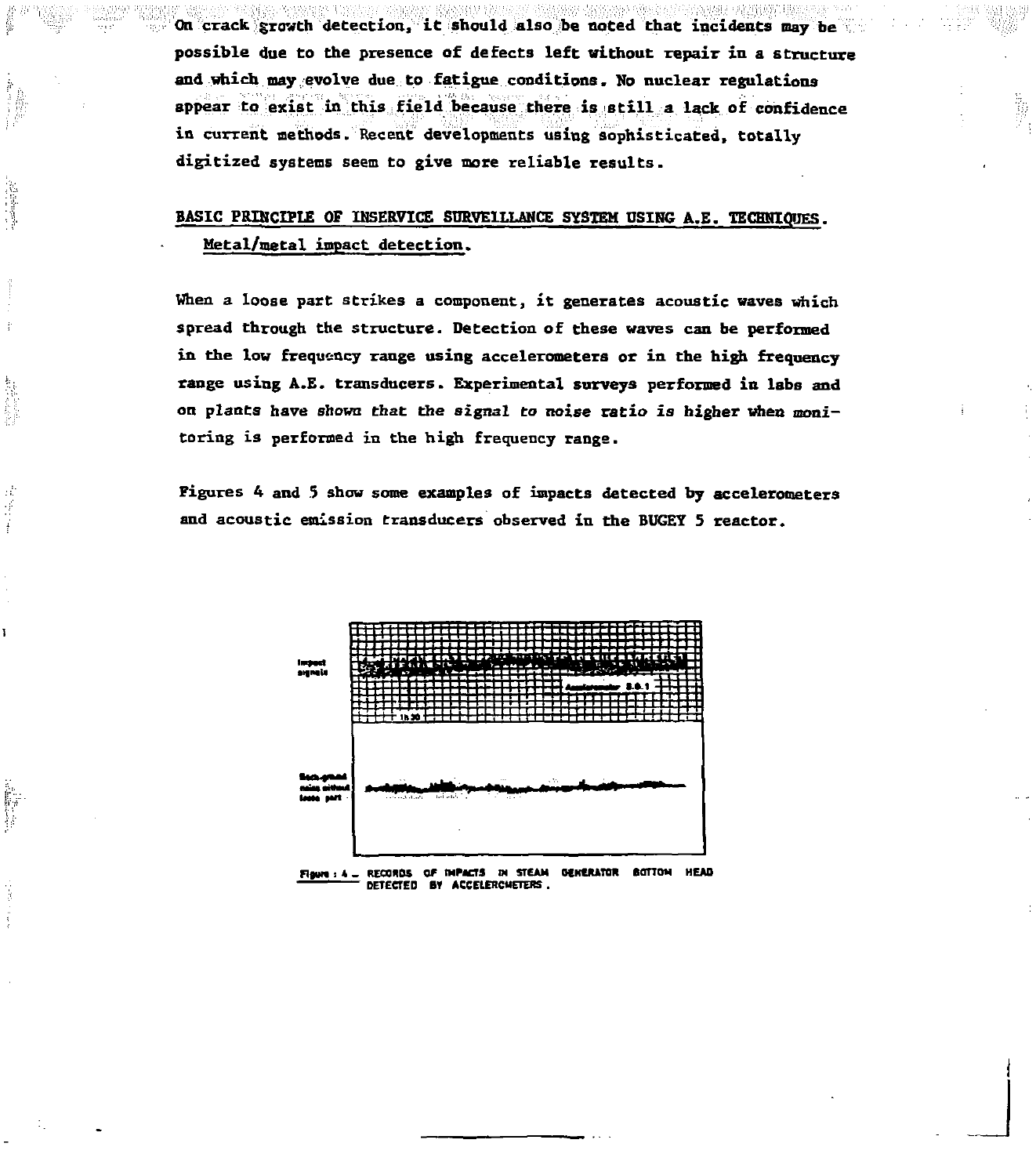On crack growth detection, it should also be noted that incidents may be possible due to the presence of defects left without repair in a structure and which may evolve due to fatigue conditions. No nuclear regulations appear to exist in this field because there is still a lack of confidence in current methods. Recent developments using sophisticated, totally digitized systems seem to give more reliable results.

## BASIC PRINCIPLE OF INSERVICE SURVEILLANCE SYSTEM USING A.E. TECHNIQUES.

### Metal/metal impact detection.

When a loose part strikes a component, it generates acoustic waves which spread through the structure. Detection of these waves can be performed in the low frequency range using accelerometers or in the high frequency range using A.E. transducers. Experimental surveys performed in labs and on plants have shown that the signal to noise ratio is higher when monitoring is performed in the high frequency range.

Figures 4 and 5 show some examples of impacts detected by accelerometers and acoustic emission transducers observed in the BUGEY 5 reactor.

Impact signals

Accelerometer S.G.1

1h30

Back-ground noise without loose part

Figure : 4 – RECORDS OF IMPACTS IN STEAM GENERATOR BOTTOM HEAD DETECTED BY ACCELEROMETERS.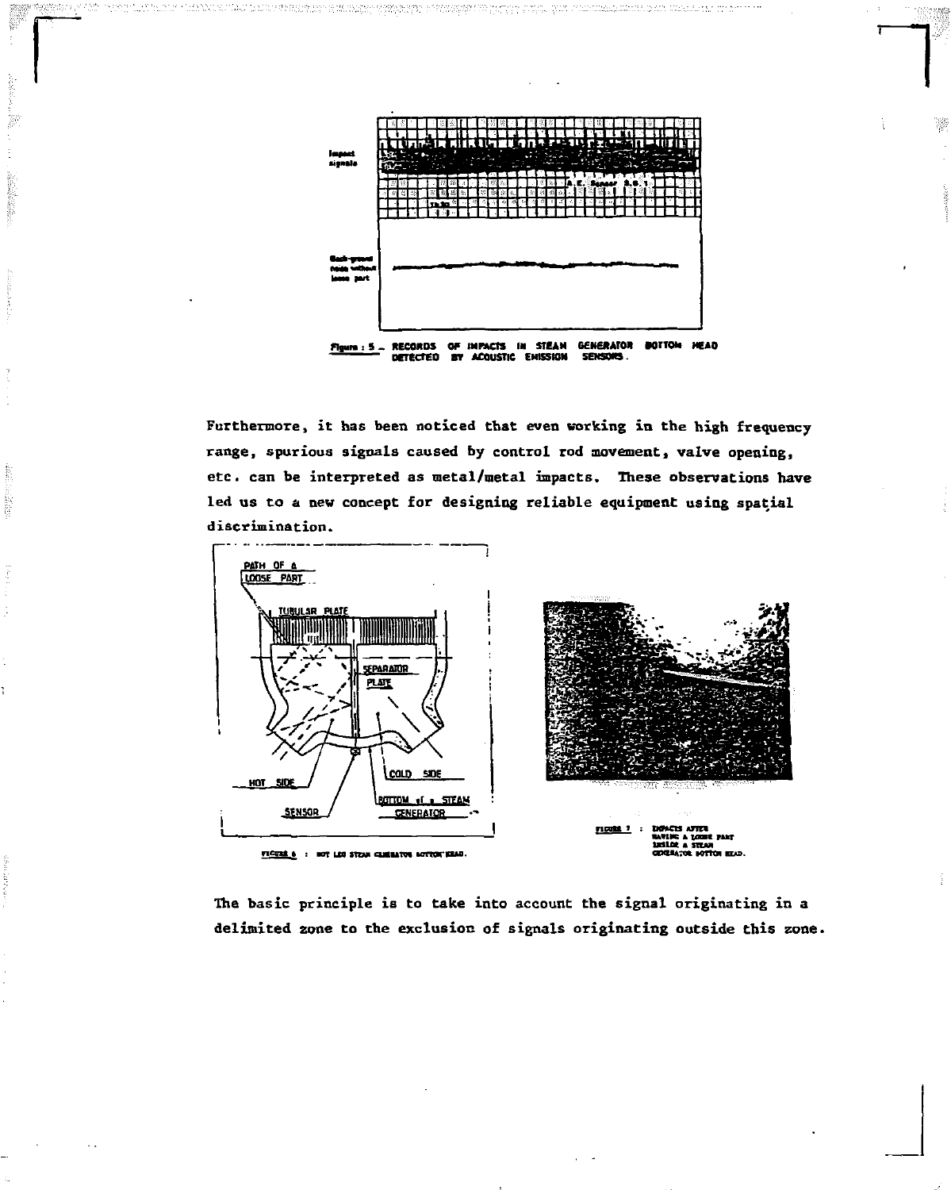Figure : 5 – RECORDS OF IMPACTS IN STEAM GENERATOR BOTTOM HEAD DETECTED BY ACOUSTIC EMISSION SENSORS.

Furthermore, it has been noticed that even working in the high frequency range, spurious signals caused by control rod movement, valve opening, etc. can be interpreted as metal/metal impacts. These observations have led us to a new concept for designing reliable equipment using spatial discrimination.

FIGURE 6 : HOT LEG STEAM GENERATOR BOTTOM HEAD.

FIGURE 7 : IMPACTS AFTER HAVING A LOOSE PART INSIDE A STEAM GENERATOR BOTTOM HEAD.

The basic principle is to take into account the signal originating in a delimited zone to the exclusion of signals originating outside this zone.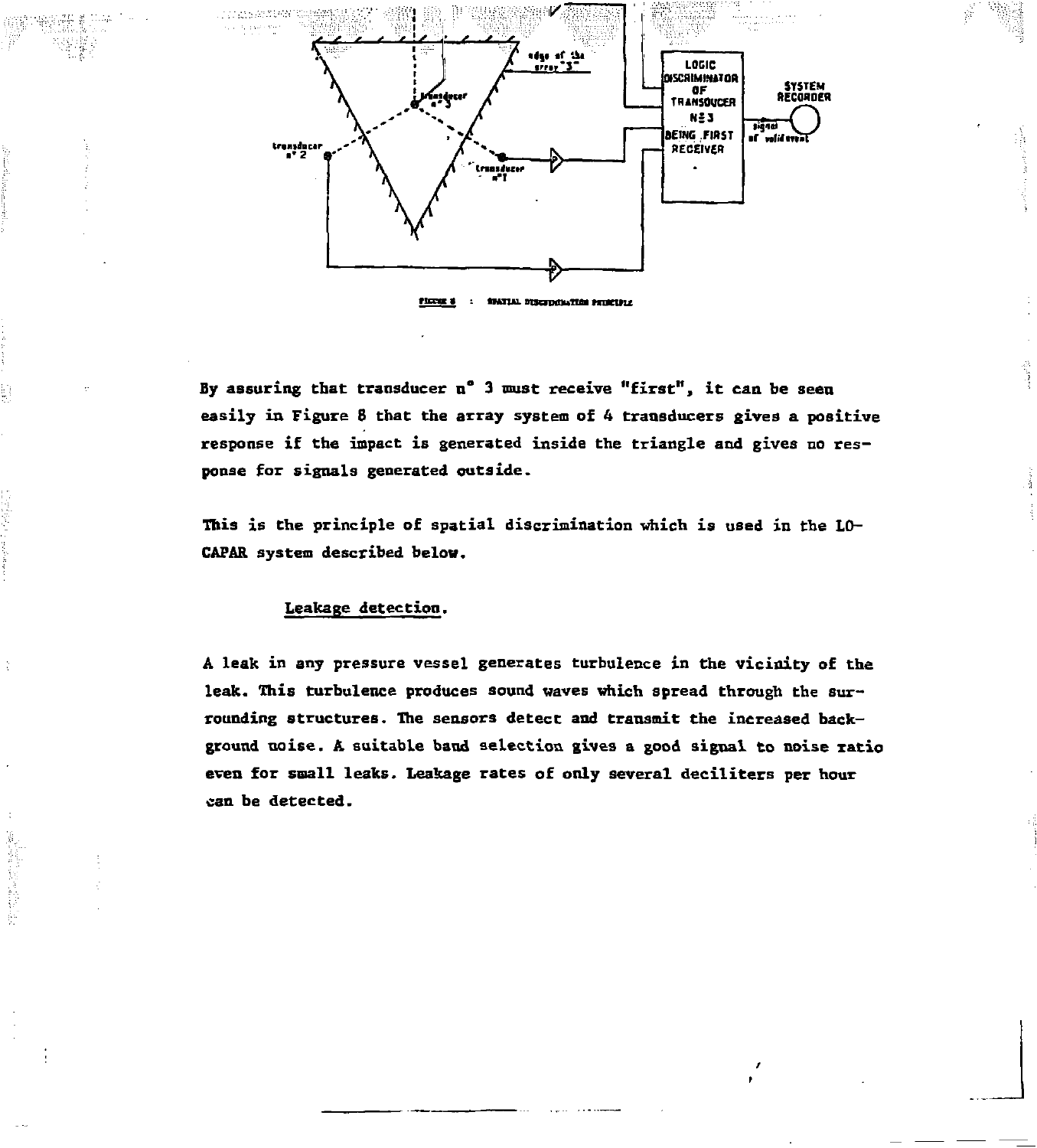FIGURE 8 : SPATIAL DISCRIMINATION PRINCIPLE

By assuring that transducer n° 3 must receive "first", it can be seen easily in Figure 8 that the array system of 4 transducers gives a positive response if the impact is generated inside the triangle and gives no response for signals generated outside.

This is the principle of spatial discrimination which is used in the LOCAPAR system described below.

## Leakage detection.

A leak in any pressure vessel generates turbulence in the vicinity of the leak. This turbulence produces sound waves which spread through the surrounding structures. The sensors detect and transmit the increased background noise. A suitable band selection gives a good signal to noise ratio even for small leaks. Leakage rates of only several deciliters per hour can be detected.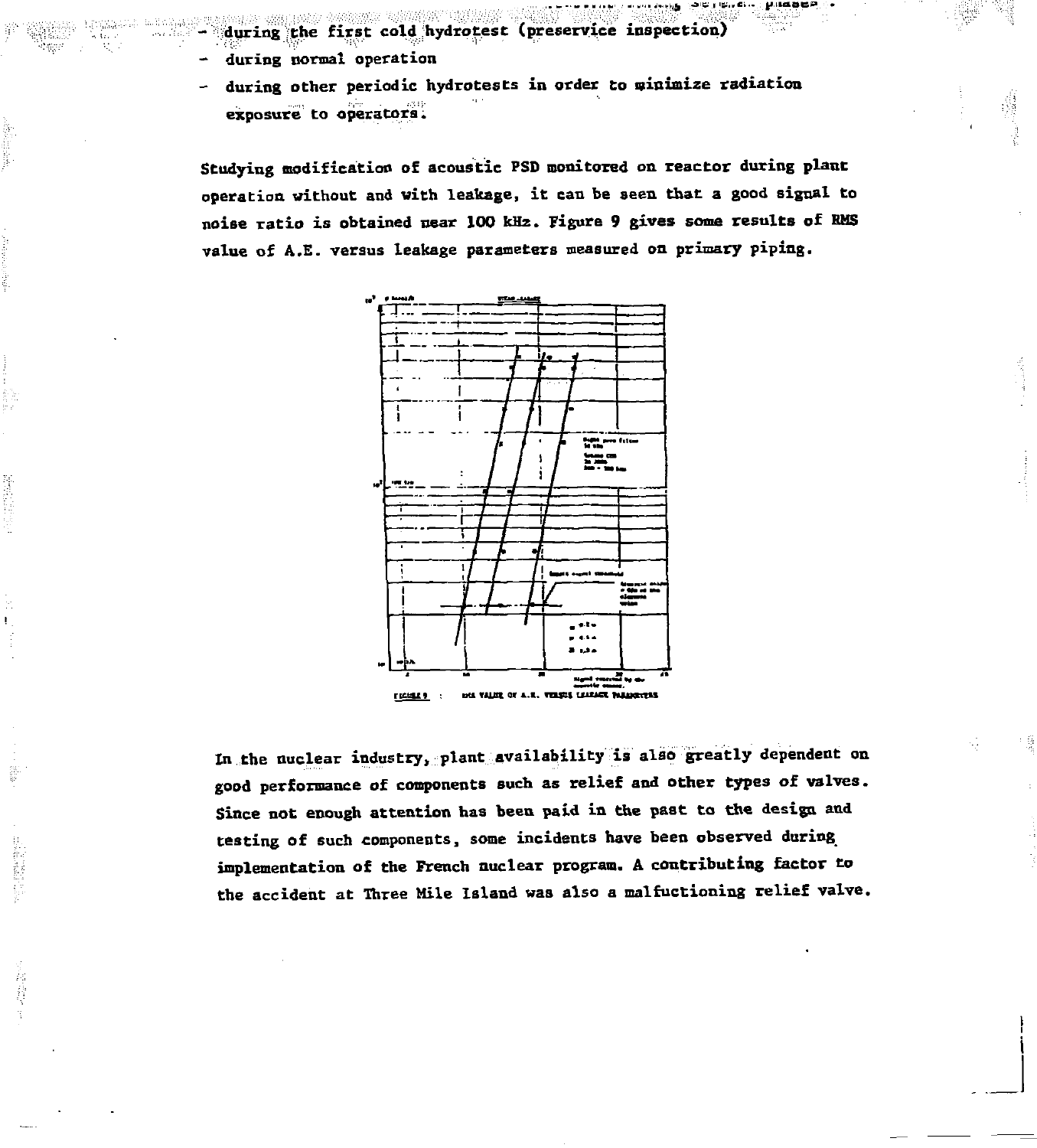- during the first cold hydrotest (preservice inspection)
- during normal operation
- during other periodic hydrotests in order to minimize radiation exposure to operators.

Studying modification of acoustic PSD monitored on reactor during plant operation without and with leakage, it can be seen that a good signal to noise ratio is obtained near 100 kHz. Figure 9 gives some results of RMS value of A.E. versus leakage parameters measured on primary piping.

FIGURE 9 : RMS VALUE OF A.E. VERSUS LEAKAGE PARAMETERS

In the nuclear industry, plant availability is also greatly dependent on good performance of components such as relief and other types of valves. Since not enough attention has been paid in the past to the design and testing of such components, some incidents have been observed during implementation of the French nuclear program. A contributing factor to the accident at Three Mile Island was also a malfuctioning relief valve.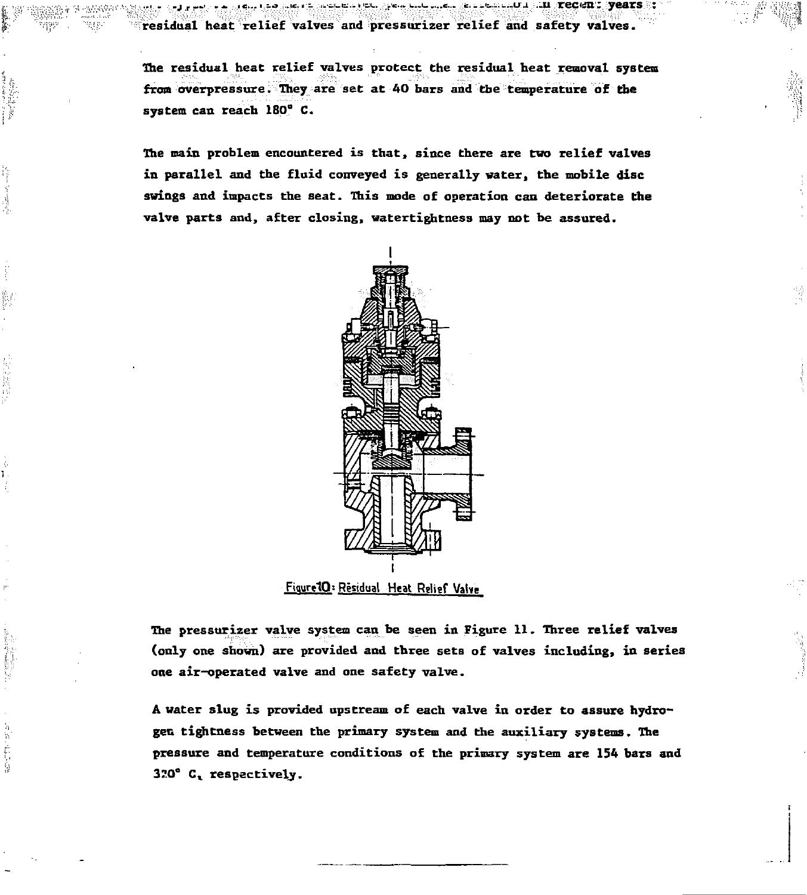...in recent years : residual heat relief valves and pressurizer relief and safety valves.

The residual heat relief valves protect the residual heat removal system from overpressure. They are set at 40 bars and the temperature of the system can reach 180° C.

The main problem encountered is that, since there are two relief valves in parallel and the fluid conveyed is generally water, the mobile disc swings and impacts the seat. This mode of operation can deteriorate the valve parts and, after closing, watertightness may not be assured.

Figure 10: Residual Heat Relief Valve

The pressurizer valve system can be seen in Figure 11. Three relief valves (only one shown) are provided and three sets of valves including, in series one air-operated valve and one safety valve.

A water slug is provided upstream of each valve in order to assure hydrogen tightness between the primary system and the auxiliary systems. The pressure and temperature conditions of the primary system are 154 bars and 320° C, respectively.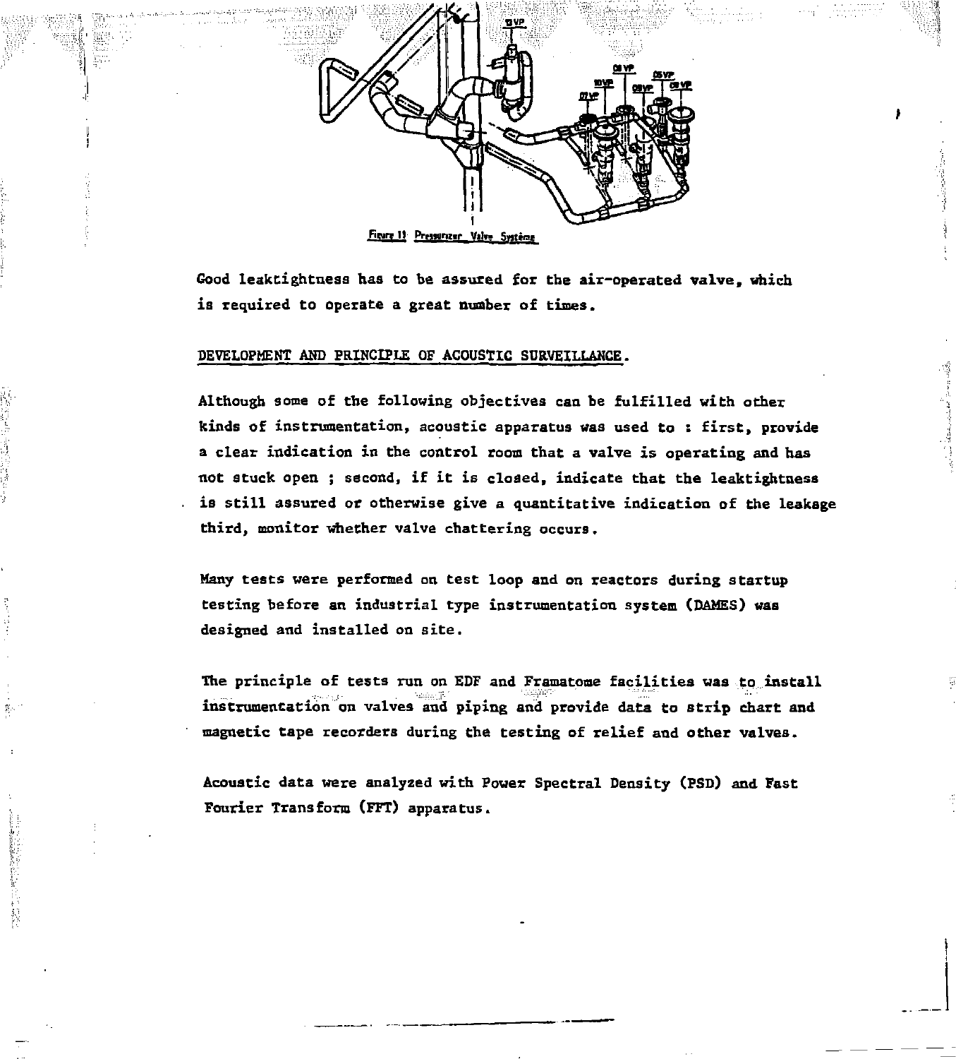Figure 11 Pressurizer Valve Système

Good leaktightness has to be assured for the air-operated valve, which is required to operate a great number of times.

DEVELOPMENT AND PRINCIPLE OF ACOUSTIC SURVEILLANCE.

Although some of the following objectives can be fulfilled with other kinds of instrumentation, acoustic apparatus was used to : first, provide a clear indication in the control room that a valve is operating and has not stuck open ; second, if it is closed, indicate that the leaktightness is still assured or otherwise give a quantitative indication of the leakage third, monitor whether valve chattering occurs.

Many tests were performed on test loop and on reactors during startup testing before an industrial type instrumentation system (DAMES) was designed and installed on site.

The principle of tests run on EDF and Framatome facilities was to install instrumentation on valves and piping and provide data to strip chart and magnetic tape recorders during the testing of relief and other valves.

Acoustic data were analyzed with Power Spectral Density (PSD) and Fast Fourier Transform (FFT) apparatus.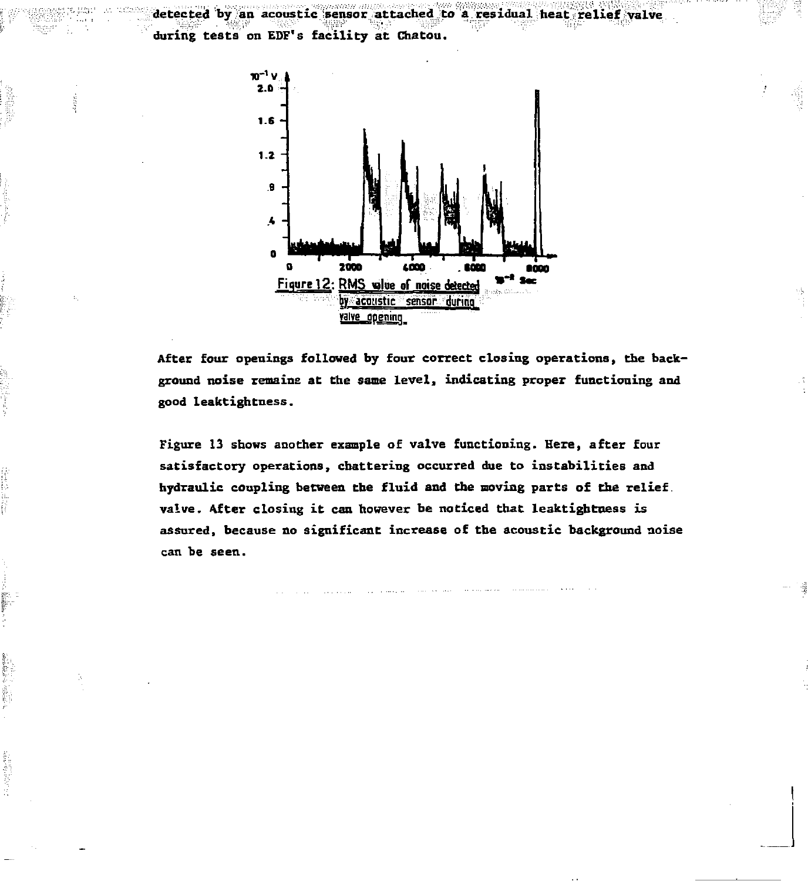detected by an acoustic sensor attached to a residual heat relief valve during tests on EDF's facility at Chatou.

Figure 12: RMS value of noise detected by acoustic sensor during valve opening

After four openings followed by four correct closing operations, the background noise remains at the same level, indicating proper functioning and good leaktightness.

Figure 13 shows another example of valve functioning. Here, after four satisfactory operations, chattering occurred due to instabilities and hydraulic coupling between the fluid and the moving parts of the relief valve. After closing it can however be noticed that leaktightness is assured, because no significant increase of the acoustic background noise can be seen.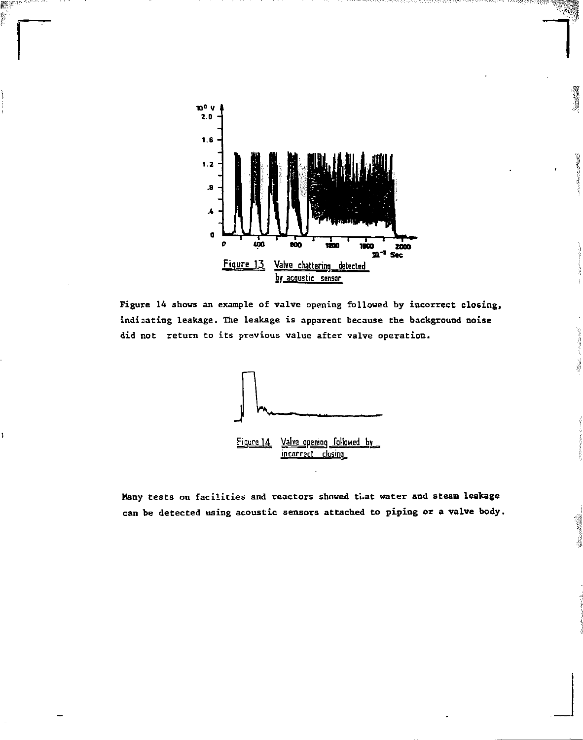Figure 13 Valve chattering detected by acoustic sensor

Figure 14 shows an example of valve opening followed by incorrect closing, indicating leakage. The leakage is apparent because the background noise did not return to its previous value after valve operation.

Figure 14 Valve opening followed by incorrect closing

Many tests on facilities and reactors showed that water and steam leakage can be detected using acoustic sensors attached to piping or a valve body.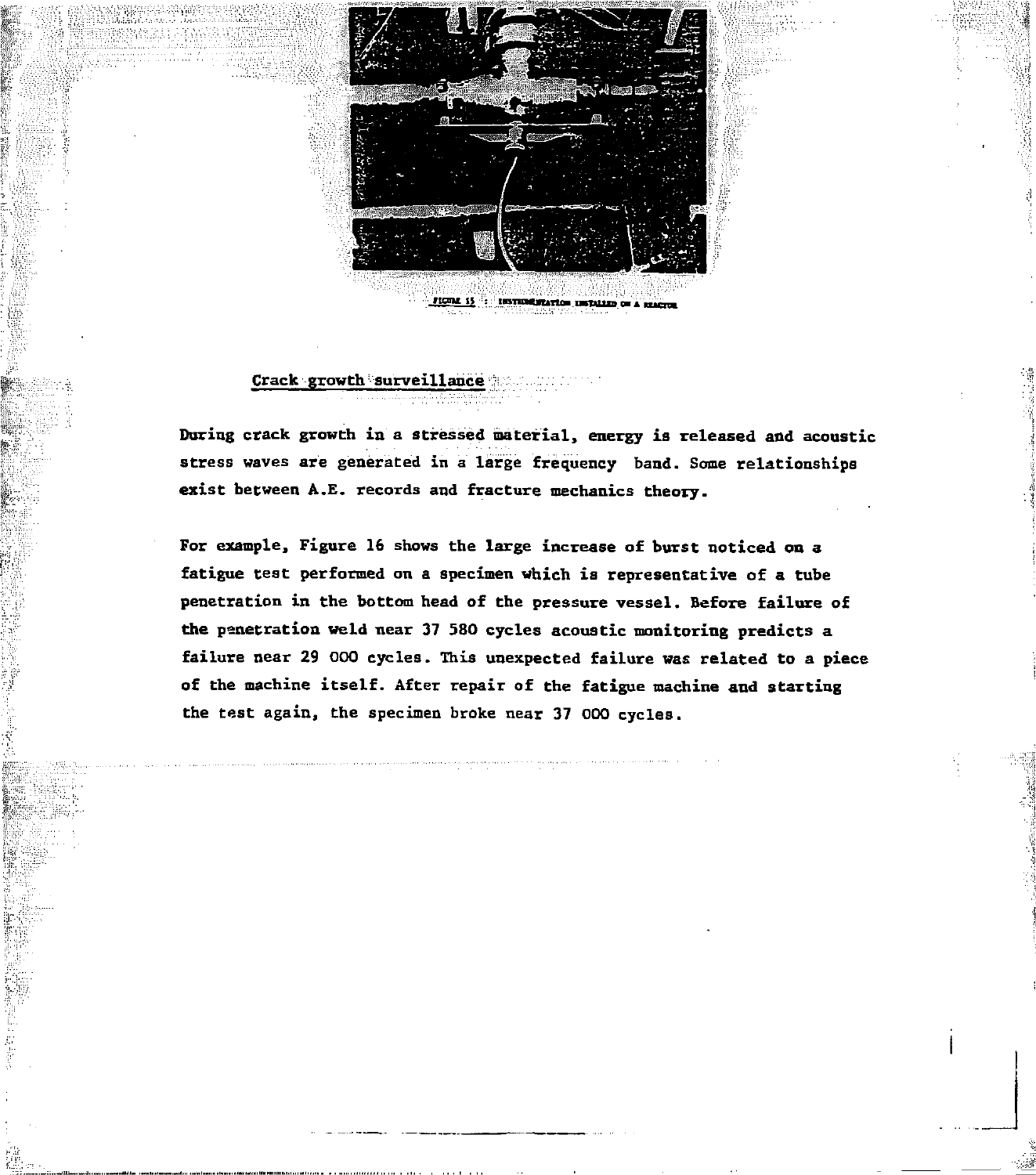FIGURE 15 : INSTRUMENTATION INSTALLED ON A REACTOR

## Crack growth surveillance

During crack growth in a stressed material, energy is released and acoustic stress waves are generated in a large frequency band. Some relationships exist between A.E. records and fracture mechanics theory.

For example, Figure 16 shows the large increase of burst noticed on a fatigue test performed on a specimen which is representative of a tube penetration in the bottom head of the pressure vessel. Before failure of the penetration weld near 37 580 cycles acoustic monitoring predicts a failure near 29 000 cycles. This unexpected failure was related to a piece of the machine itself. After repair of the fatigue machine and starting the test again, the specimen broke near 37 000 cycles.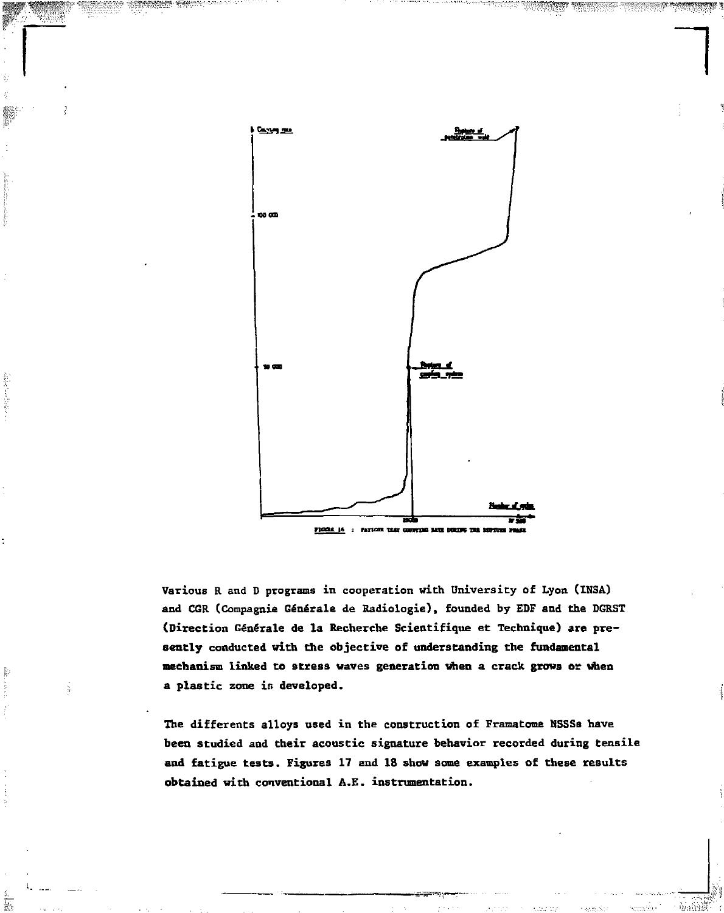FIGURE 16 : FATIGUE TEST COUNTING RATE DURING THE RUPTURE PHASE

Various R and D programs in cooperation with University of Lyon (INSA) and CGR (Compagnie Générale de Radiologie), founded by EDF and the DGRST (Direction Générale de la Recherche Scientifique et Technique) are presently conducted with the objective of understanding the fundamental mechanism linked to stress waves generation when a crack grows or when a plastic zone is developed.

The differents alloys used in the construction of Framatome NSSSs have been studied and their acoustic signature behavior recorded during tensile and fatigue tests. Figures 17 and 18 show some examples of these results obtained with conventional A.E. instrumentation.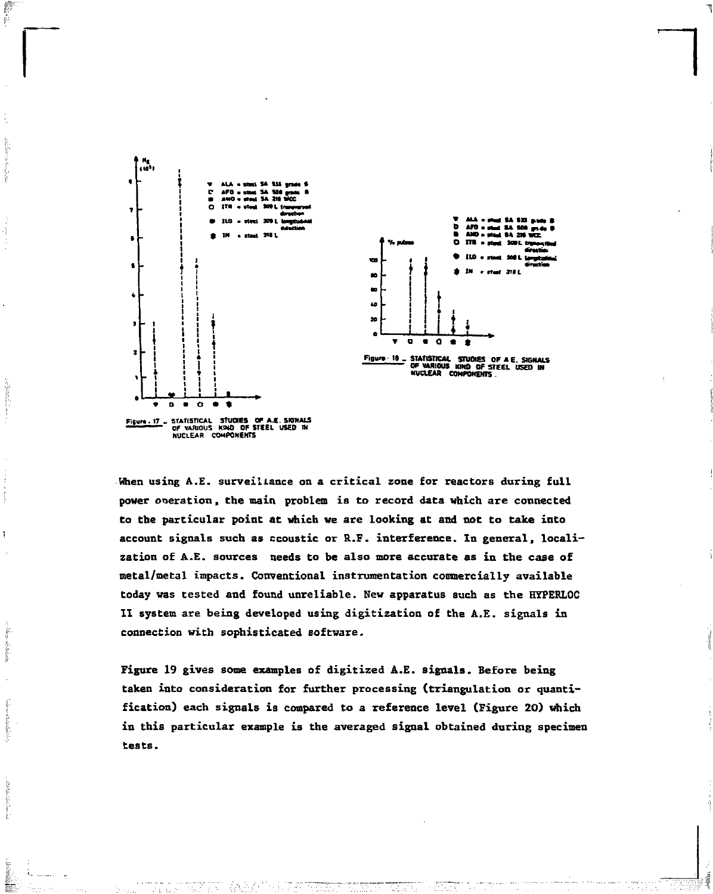Figure. 17 _ STATISTICAL STUDIES OF A.E. SIGNALS OF VARIOUS KIND OF STEEL USED IN NUCLEAR COMPONENTS

Figure 18 _ STATISTICAL STUDIES OF A.E. SIGNALS OF VARIOUS KIND OF STEEL USED IN NUCLEAR COMPONENTS.

When using A.E. surveillance on a critical zone for reactors during full power operation, the main problem is to record data which are connected to the particular point at which we are looking at and not to take into account signals such as acoustic or R.F. interference. In general, localization of A.E. sources needs to be also more accurate as in the case of metal/metal impacts. Conventional instrumentation commercially available today was tested and found unreliable. New apparatus such as the HYPERLOC II system are being developed using digitization of the A.E. signals in connection with sophisticated software.

Figure 19 gives some examples of digitized A.E. signals. Before being taken into consideration for further processing (triangulation or quantification) each signals is compared to a reference level (Figure 20) which in this particular example is the averaged signal obtained during specimen tests.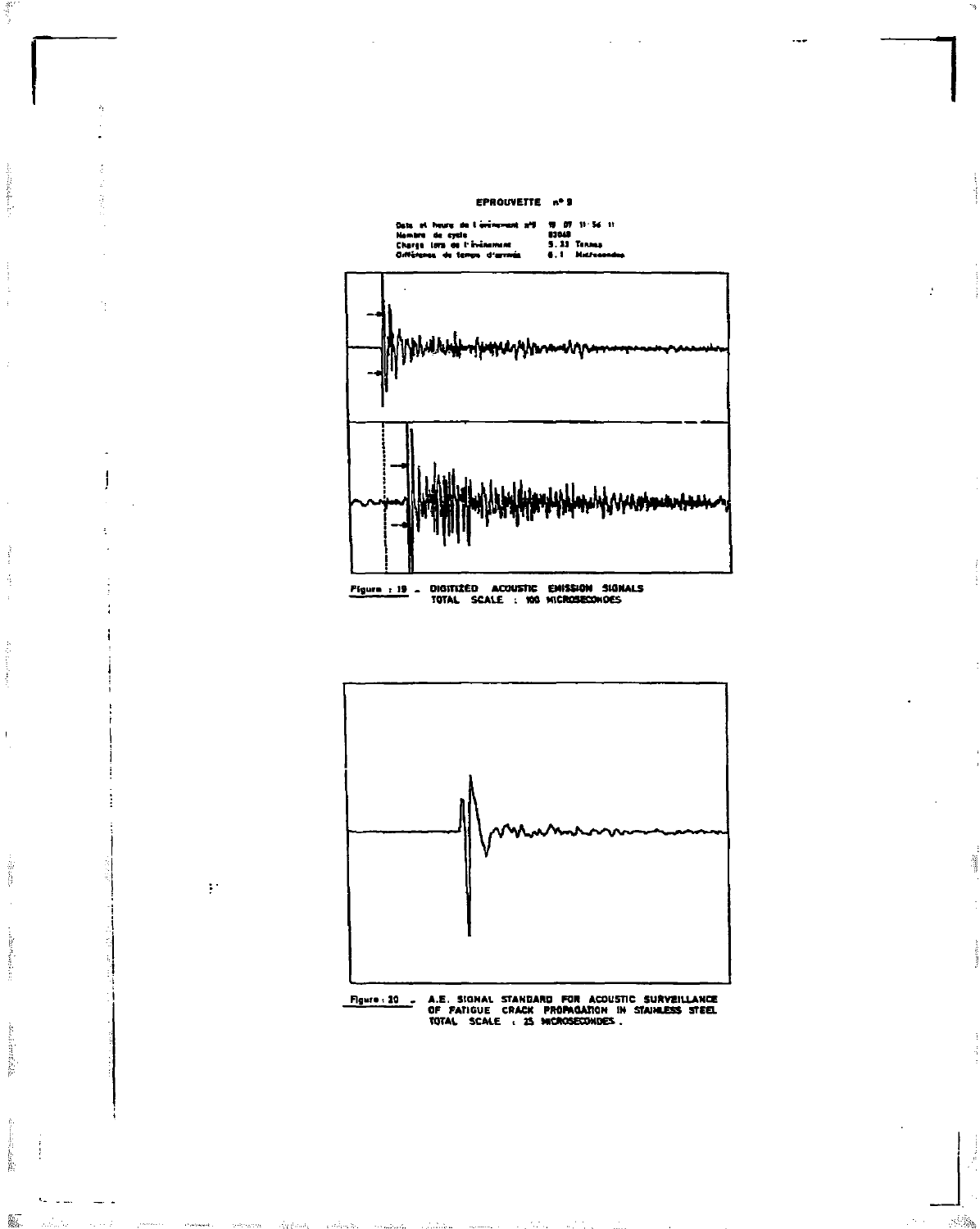EPROUVETTE n° 9

Date et heure de l'événement n°9   19 07 11 56 11
Nombre de cycle   83048
Charge lors de l'événement   5.33 Tonnes
Différence de temps d'arrivée   8.1 Microsecondes

Figure : 19 - DIGITIZED ACOUSTIC EMISSION SIGNALS
TOTAL SCALE : 100 MICROSECONDES

Figure : 20 - A.E. SIGNAL STANDARD FOR ACOUSTIC SURVEILLANCE OF FATIGUE CRACK PROPAGATION IN STAINLESS STEEL
TOTAL SCALE : 25 MICROSECONDES.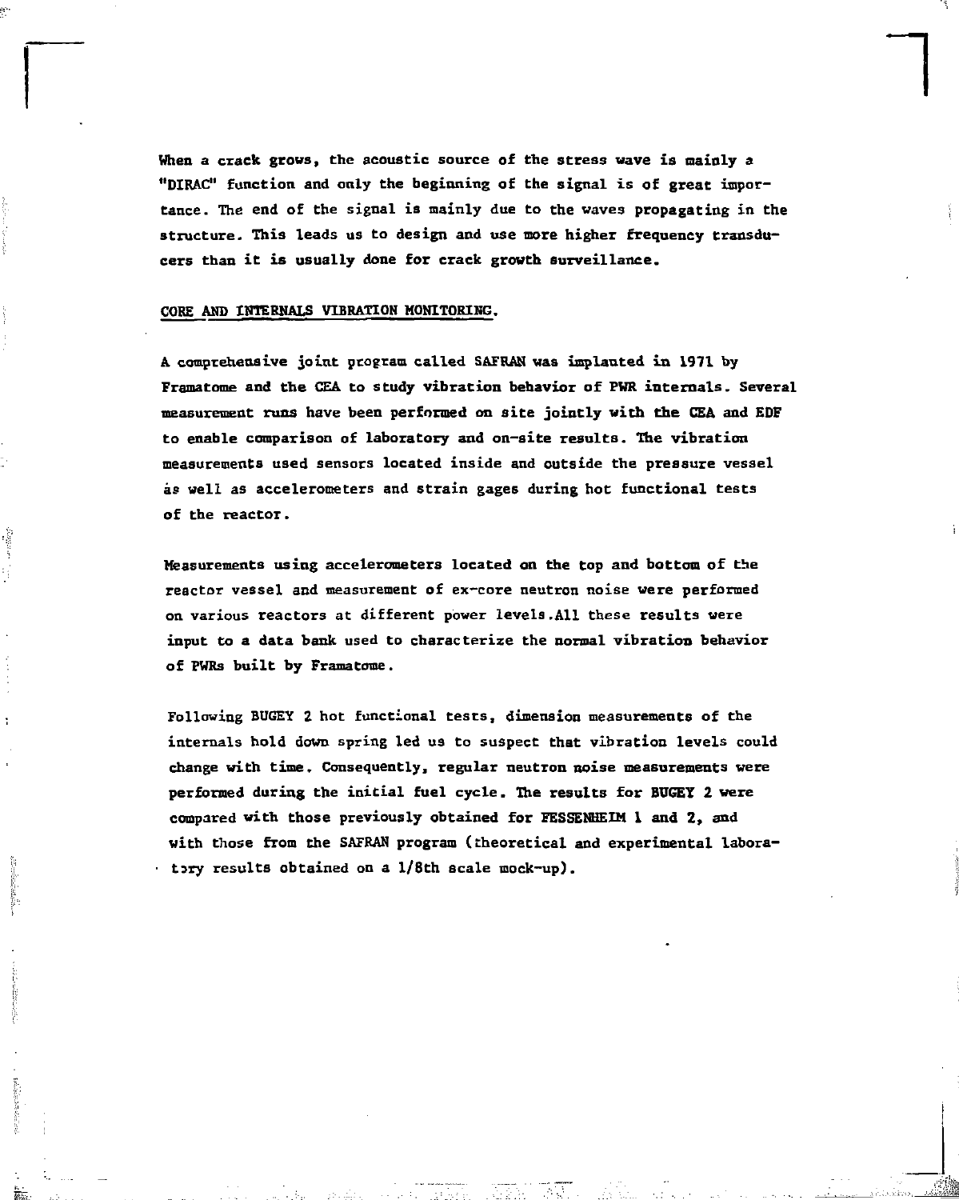When a crack grows, the acoustic source of the stress wave is mainly a "DIRAC" function and only the beginning of the signal is of great importance. The end of the signal is mainly due to the waves propagating in the structure. This leads us to design and use more higher frequency transducers than it is usually done for crack growth surveillance.

## CORE AND INTERNALS VIBRATION MONITORING.

A comprehensive joint program called SAFRAN was implanted in 1971 by Framatome and the CEA to study vibration behavior of PWR internals. Several measurement runs have been performed on site jointly with the CEA and EDF to enable comparison of laboratory and on-site results. The vibration measurements used sensors located inside and outside the pressure vessel as well as accelerometers and strain gages during hot functional tests of the reactor.

Measurements using accelerometers located on the top and bottom of the reactor vessel and measurement of ex-core neutron noise were performed on various reactors at different power levels.All these results were input to a data bank used to characterize the normal vibration behavior of PWRs built by Framatome.

Following BUGEY 2 hot functional tests, dimension measurements of the internals hold down spring led us to suspect that vibration levels could change with time. Consequently, regular neutron noise measurements were performed during the initial fuel cycle. The results for BUGEY 2 were compared with those previously obtained for FESSENHEIM 1 and 2, and with those from the SAFRAN program (theoretical and experimental laboratory results obtained on a 1/8th scale mock-up).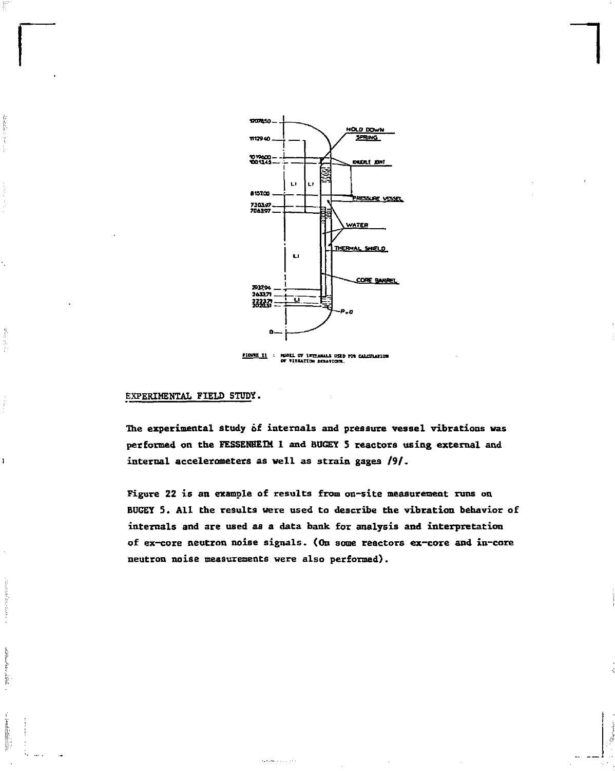FIGURE 21 : MODEL OF INTERNALS USED FOR CALCULATION OF VIBRATION BEHAVIOUR.

EXPERIMENTAL FIELD STUDY.

The experimental study of internals and pressure vessel vibrations was performed on the FESSENHEIM 1 and BUGEY 5 reactors using external and internal accelerometers as well as strain gages /9/.

Figure 22 is an example of results from on-site measurement runs on BUGEY 5. All the results were used to describe the vibration behavior of internals and are used as a data bank for analysis and interpretation of ex-core neutron noise signals. (On some reactors ex-core and in-core neutron noise measurements were also performed).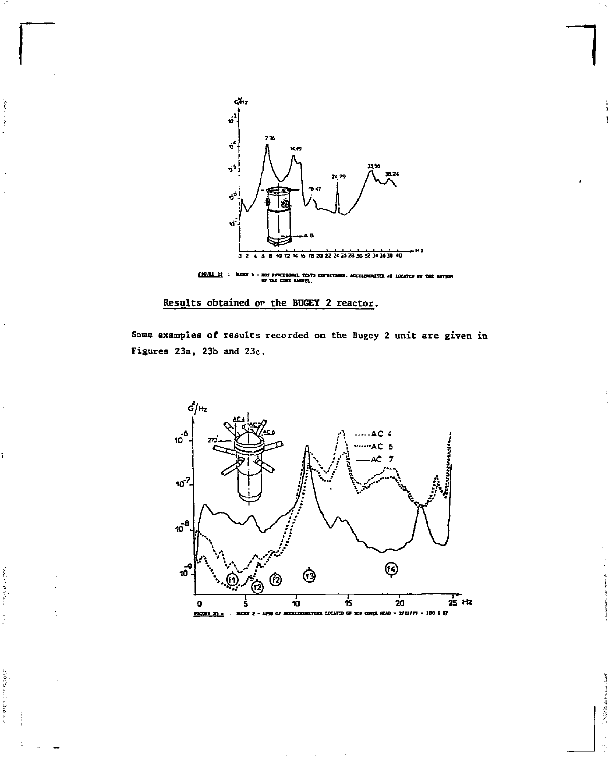FIGURE 22 : BUGEY 5 - HOT FUNCTIONAL TESTS CONDITIONS. ACCELEROMETER AB LOCATED AT THE BOTTOM OF THE CORE BARREL.

Results obtained on the BUGEY 2 reactor.

Some examples of results recorded on the Bugey 2 unit are given in Figures 23a, 23b and 23c.

FIGURE 23 a : BUGEY 2 - APSD OF ACCELEROMETERS LOCATED ON TOP COVER HEAD - 2/21/79 - 100 % FP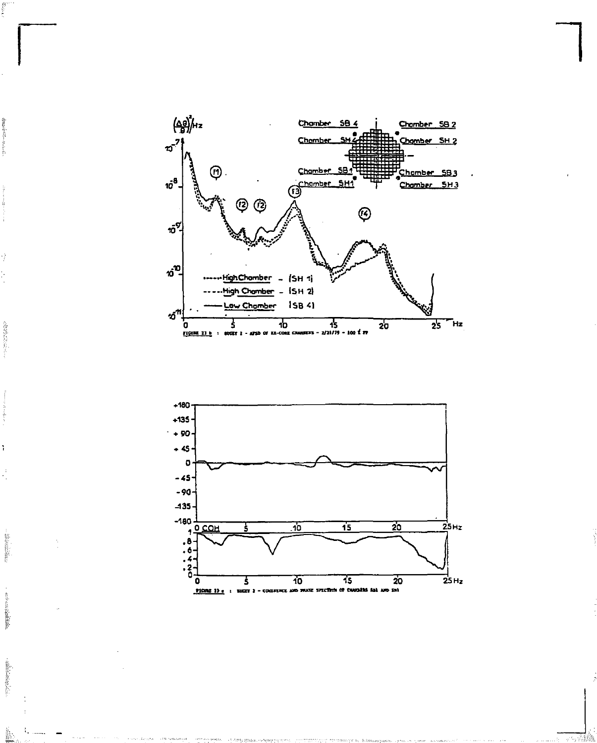FIGURE 23 b : BUGEY 2 - APSD OF EX-CORE CHAMBERS - 2/21/79 - 100 % FP

FIGURE 23 c : BUGEY 2 - COHERENCE AND PHASE SPECTRUM OF CHAMBERS SB1 AND SH1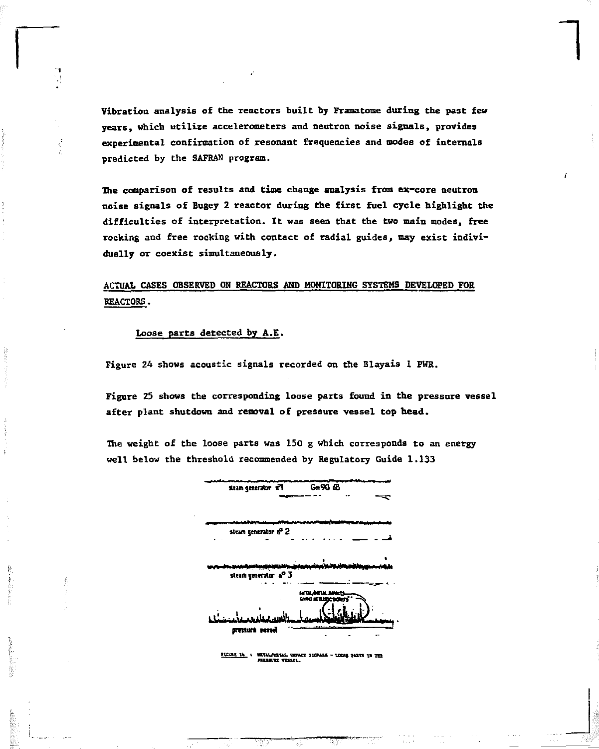Vibration analysis of the reactors built by Framatome during the past few years, which utilize accelerometers and neutron noise signals, provides experimental confirmation of resonant frequencies and modes of internals predicted by the SAFRAN program.

The comparison of results and time change analysis from ex-core neutron noise signals of Bugey 2 reactor during the first fuel cycle highlight the difficulties of interpretation. It was seen that the two main modes, free rocking and free rocking with contact of radial guides, may exist individually or coexist simultaneously.

## ACTUAL CASES OBSERVED ON REACTORS AND MONITORING SYSTEMS DEVELOPED FOR REACTORS.

### Loose parts detected by A.E.

Figure 24 shows acoustic signals recorded on the Blayais 1 PWR.

Figure 25 shows the corresponding loose parts found in the pressure vessel after plant shutdown and removal of pressure vessel top head.

The weight of the loose parts was 150 g which corresponds to an energy well below the threshold recommended by Regulatory Guide 1.133

steam generator n°1 G=90 dB

steam generator n° 2

steam generator n° 3

METAL/METAL IMPACTS GIVING ACOUSTIC BURSTS

pressure vessel

FIGURE 24 : METAL/METAL IMPACT SIGNALS - LOOSE PARTS IN THE PRESSURE VESSEL.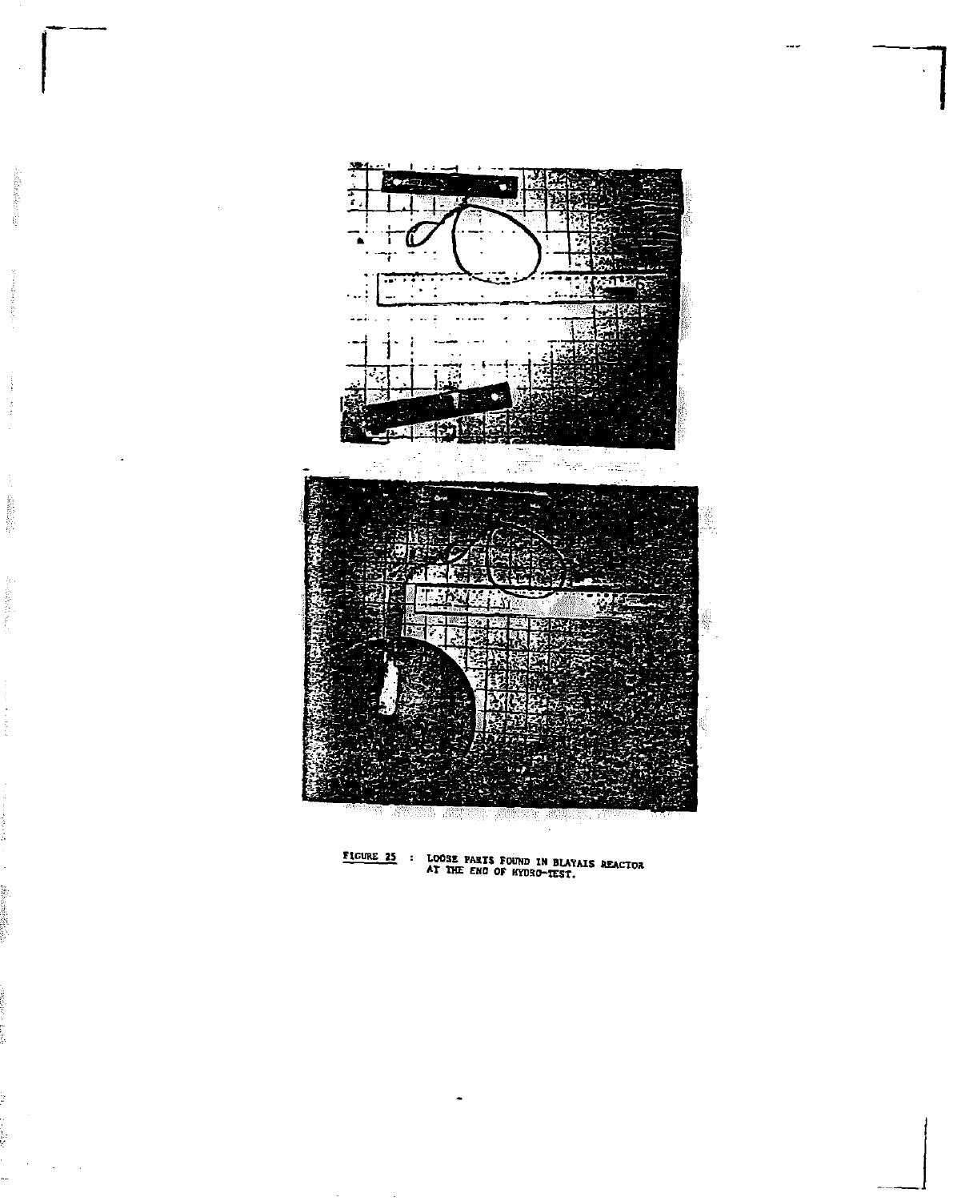FIGURE 25 : LOOSE PARTS FOUND IN BLAYAIS REACTOR AT THE END OF HYDRO-TEST.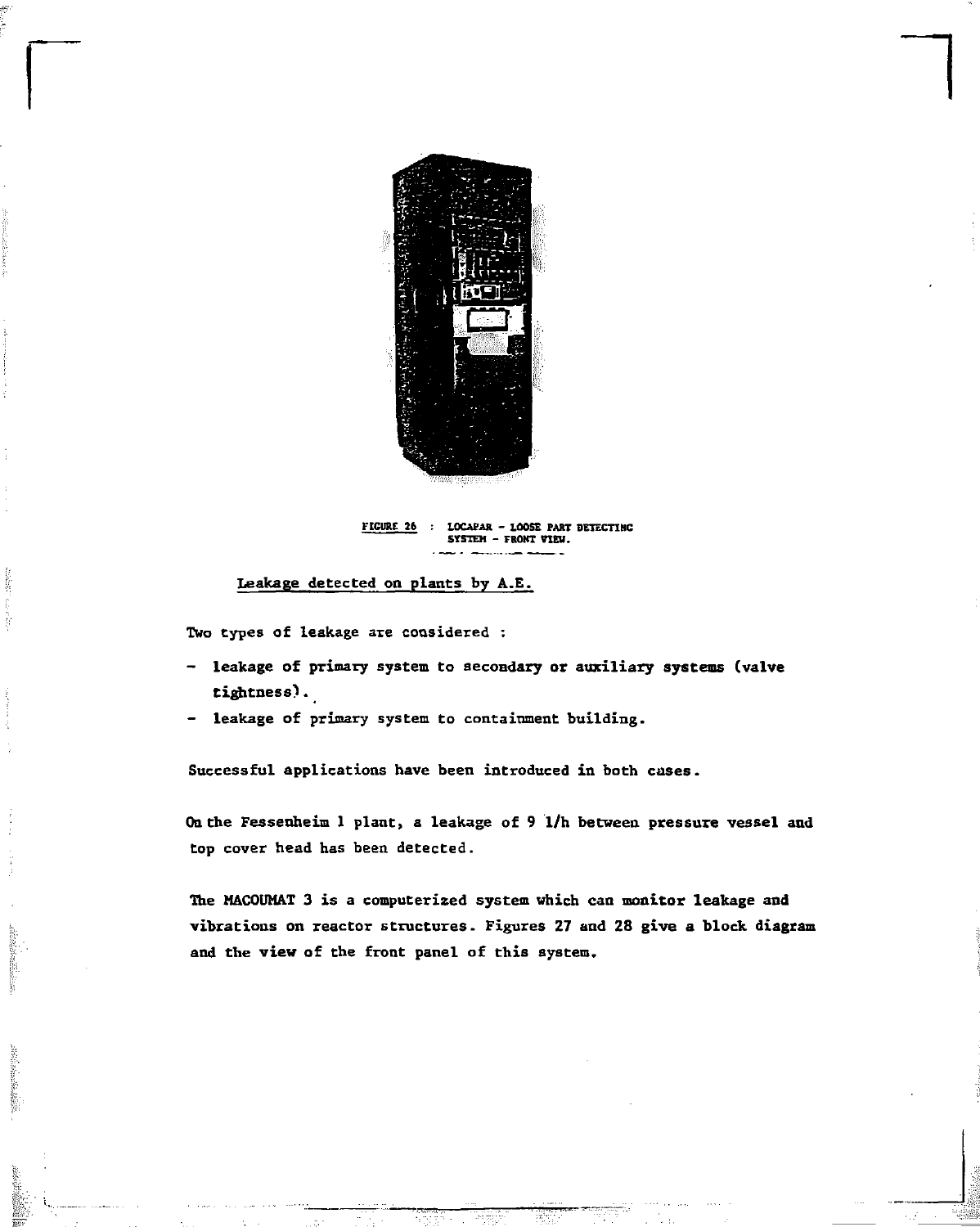FIGURE 26 : LOCAPAR - LOOSE PART DETECTING SYSTEM - FRONT VIEW.

Leakage detected on plants by A.E.

Two types of leakage are considered :

- leakage of primary system to secondary or auxiliary systems (valve tightness).
- leakage of primary system to containment building.

Successful applications have been introduced in both cases.

On the Fessenheim 1 plant, a leakage of 9 l/h between pressure vessel and top cover head has been detected.

The MACOUMAT 3 is a computerized system which can monitor leakage and vibrations on reactor structures. Figures 27 and 28 give a block diagram and the view of the front panel of this system.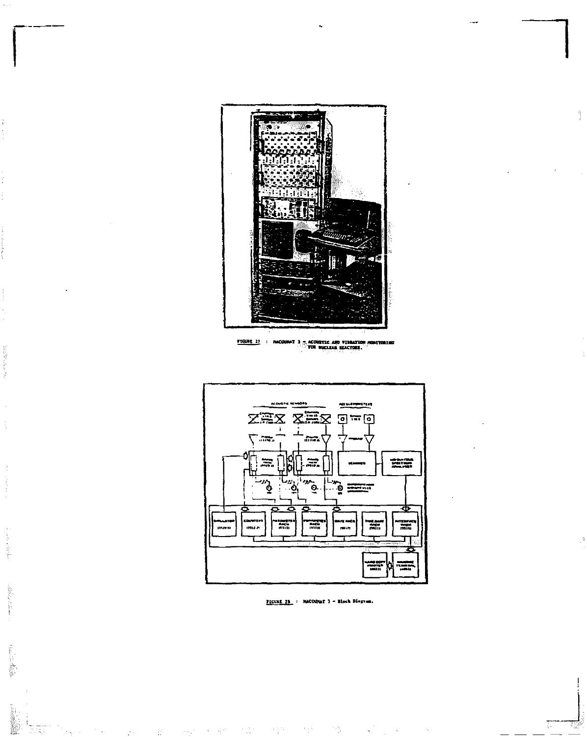FIGURE 27 : MACOUMAT 3 - ACOUSTIC AND VIBRATION MONITORING FOR NUCLEAR REACTORS.

FIGURE 28 : MACOUMAT 3 - Block Diagram.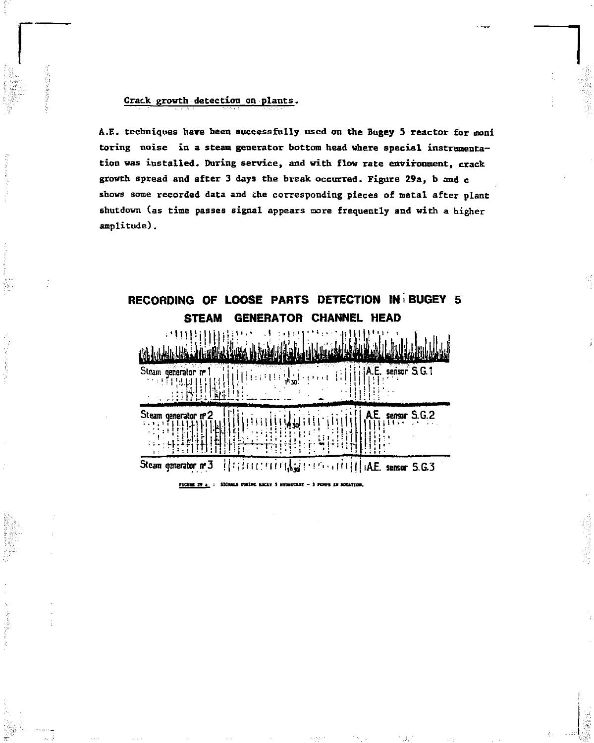Crack growth detection on plants.

A.E. techniques have been successfully used on the Bugey 5 reactor for monitoring noise in a steam generator bottom head where special instrumentation was installed. During service, and with flow rate environment, crack growth spread and after 3 days the break occurred. Figure 29a, b and c shows some recorded data and the corresponding pieces of metal after plant shutdown (as time passes signal appears more frequently and with a higher amplitude).

RECORDING OF LOOSE PARTS DETECTION IN BUGEY 5 STEAM GENERATOR CHANNEL HEAD

Steam generator n° 1 — A.E. sensor S.G.1

Steam generator n° 2 — A.E. sensor S.G.2

Steam generator n° 3 — A.E. sensor S.G.3

FIGURE 29 a : SIGNALS DURING BUGEY 5 HYDROTEST - 3 PUMPS IN ROTATION.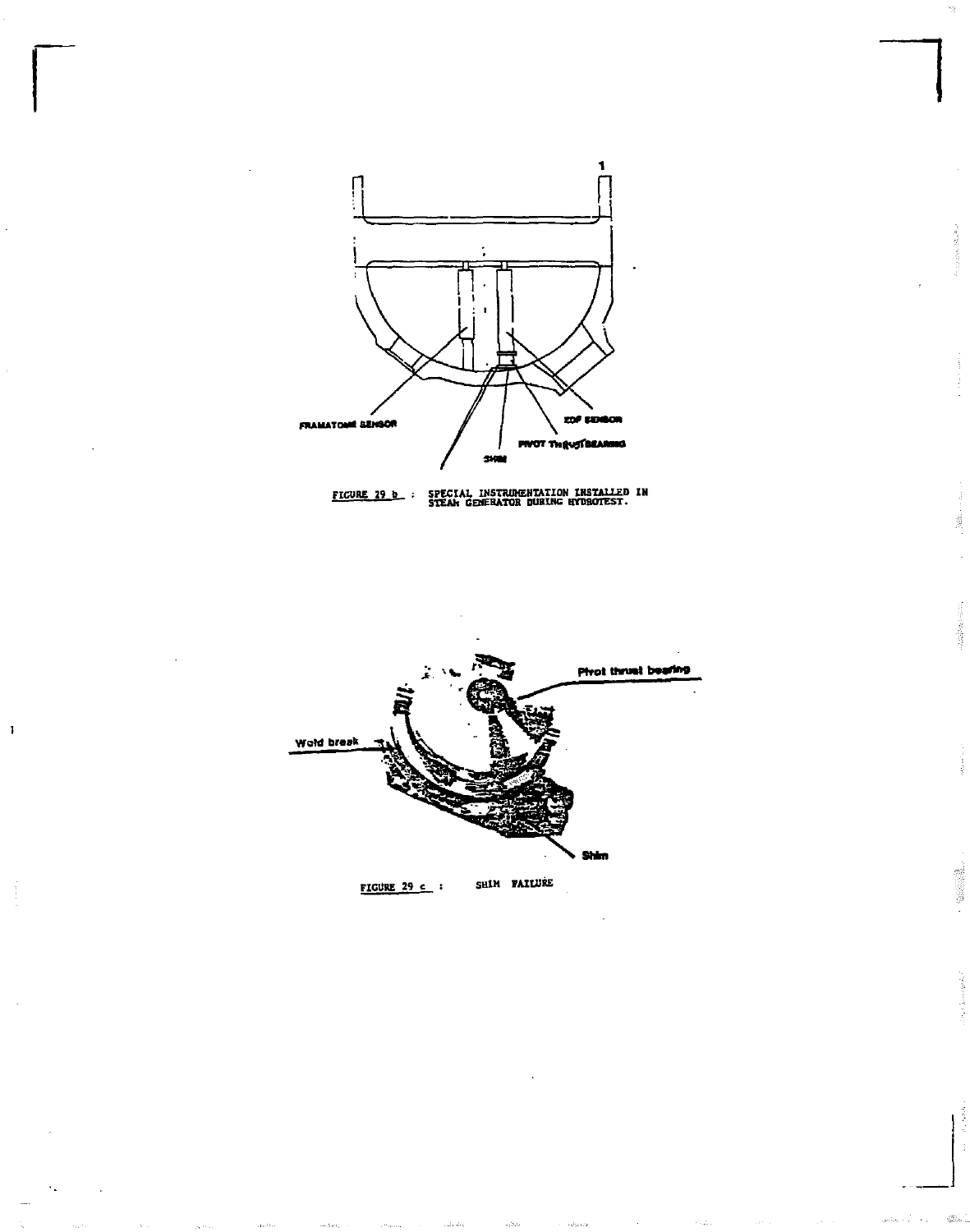FIGURE 29 b : SPECIAL INSTRUMENTATION INSTALLED IN STEAM GENERATOR DURING HYDROTEST.

FIGURE 29 c : SHIM FAILURE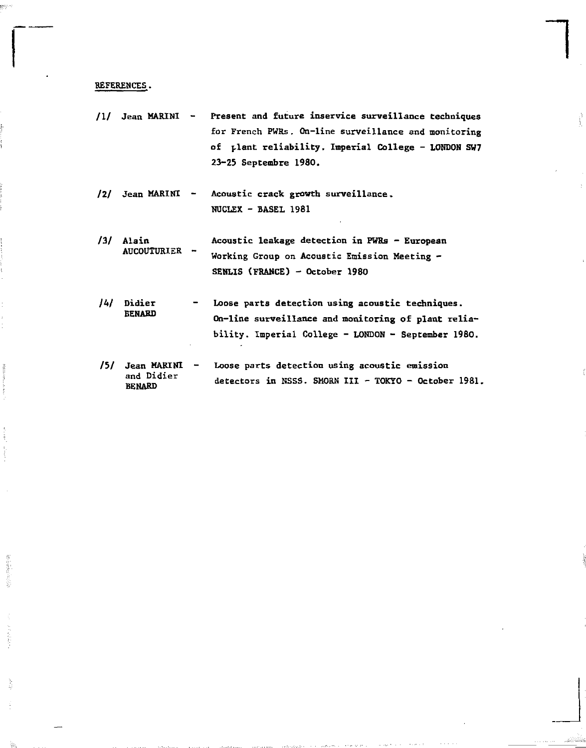REFERENCES.

/1/ Jean MARINI - Present and future inservice surveillance techniques for French PWRs. On-line surveillance and monitoring of plant reliability. Imperial College - LONDON SW7 23-25 Septembre 1980.

/2/ Jean MARINI - Acoustic crack growth surveillance. NUCLEX - BASEL 1981

/3/ Alain AUCOUTURIER - Acoustic leakage detection in PWRs - European Working Group on Acoustic Emission Meeting - SENLIS (FRANCE) - October 1980

/4/ Didier BENARD - Loose parts detection using acoustic techniques. On-line surveillance and monitoring of plant reliability. Imperial College - LONDON - September 1980.

/5/ Jean MARINI and Didier BENARD - Loose parts detection using acoustic emission detectors in NSSS. SMORN III - TOKYO - October 1981.